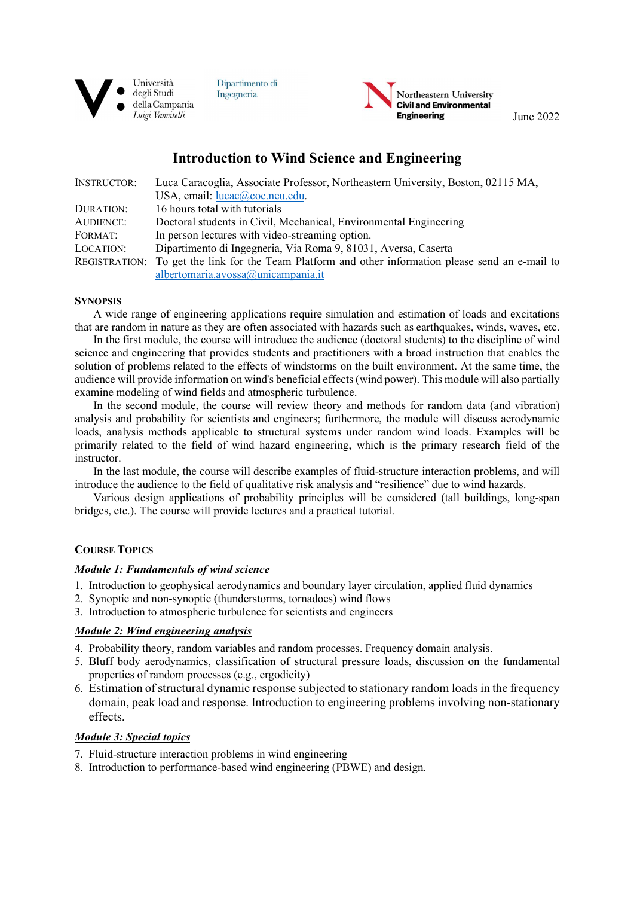Università degli Studi della Campania *Luigi Vanvitelli* — Dipartimento di Ingegneria

Northeastern University Civil and Environmental Engineering

June 2022

# Introduction to Wind Science and Engineering

| | |
|---|---|
| INSTRUCTOR: | Luca Caracoglia, Associate Professor, Northeastern University, Boston, 02115 MA, USA, email: lucac@coe.neu.edu. |
| DURATION: | 16 hours total with tutorials |
| AUDIENCE: | Doctoral students in Civil, Mechanical, Environmental Engineering |
| FORMAT: | In person lectures with video-streaming option. |
| LOCATION: | Dipartimento di Ingegneria, Via Roma 9, 81031, Aversa, Caserta |
| REGISTRATION: | To get the link for the Team Platform and other information please send an e-mail to albertomaria.avossa@unicampania.it |

## SYNOPSIS

A wide range of engineering applications require simulation and estimation of loads and excitations that are random in nature as they are often associated with hazards such as earthquakes, winds, waves, etc. In the first module, the course will introduce the audience (doctoral students) to the discipline of wind science and engineering that provides students and practitioners with a broad instruction that enables the solution of problems related to the effects of windstorms on the built environment. At the same time, the audience will provide information on wind's beneficial effects (wind power). This module will also partially examine modeling of wind fields and atmospheric turbulence.

In the second module, the course will review theory and methods for random data (and vibration) analysis and probability for scientists and engineers; furthermore, the module will discuss aerodynamic loads, analysis methods applicable to structural systems under random wind loads. Examples will be primarily related to the field of wind hazard engineering, which is the primary research field of the instructor.

In the last module, the course will describe examples of fluid-structure interaction problems, and will introduce the audience to the field of qualitative risk analysis and "resilience" due to wind hazards.

Various design applications of probability principles will be considered (tall buildings, long-span bridges, etc.). The course will provide lectures and a practical tutorial.

## COURSE TOPICS

### *Module 1: Fundamentals of wind science*

1. Introduction to geophysical aerodynamics and boundary layer circulation, applied fluid dynamics
2. Synoptic and non-synoptic (thunderstorms, tornadoes) wind flows
3. Introduction to atmospheric turbulence for scientists and engineers

### *Module 2: Wind engineering analysis*

4. Probability theory, random variables and random processes. Frequency domain analysis.
5. Bluff body aerodynamics, classification of structural pressure loads, discussion on the fundamental properties of random processes (e.g., ergodicity)
6. Estimation of structural dynamic response subjected to stationary random loads in the frequency domain, peak load and response. Introduction to engineering problems involving non-stationary effects.

### *Module 3: Special topics*

7. Fluid-structure interaction problems in wind engineering
8. Introduction to performance-based wind engineering (PBWE) and design.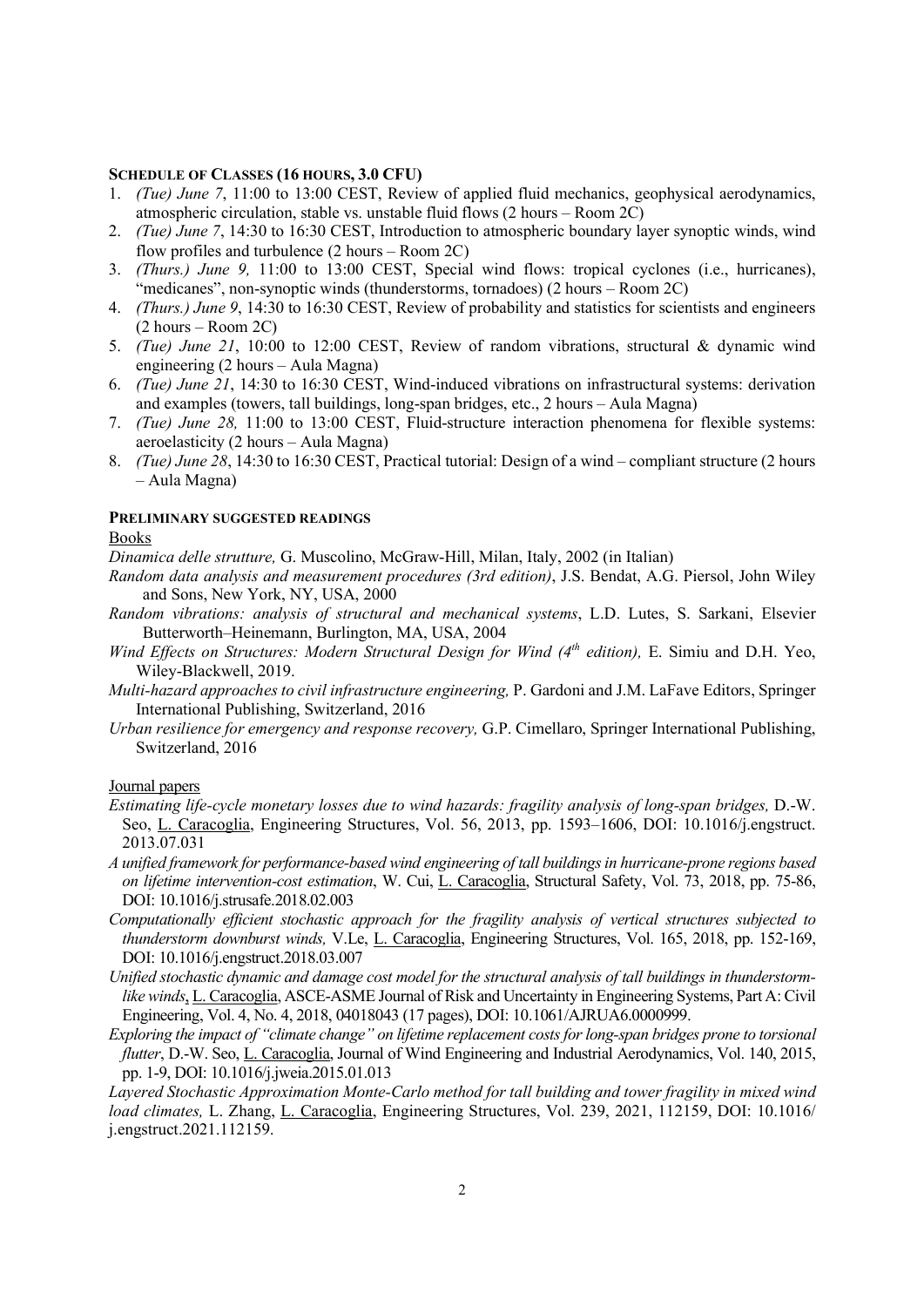### SCHEDULE OF CLASSES (16 HOURS, 3.0 CFU)

1. *(Tue) June 7*, 11:00 to 13:00 CEST, Review of applied fluid mechanics, geophysical aerodynamics, atmospheric circulation, stable vs. unstable fluid flows (2 hours – Room 2C)
2. *(Tue) June 7*, 14:30 to 16:30 CEST, Introduction to atmospheric boundary layer synoptic winds, wind flow profiles and turbulence (2 hours – Room 2C)
3. *(Thurs.) June 9,* 11:00 to 13:00 CEST, Special wind flows: tropical cyclones (i.e., hurricanes), "medicanes", non-synoptic winds (thunderstorms, tornadoes) (2 hours – Room 2C)
4. *(Thurs.) June 9*, 14:30 to 16:30 CEST, Review of probability and statistics for scientists and engineers (2 hours – Room 2C)
5. *(Tue) June 21*, 10:00 to 12:00 CEST, Review of random vibrations, structural & dynamic wind engineering (2 hours – Aula Magna)
6. *(Tue) June 21*, 14:30 to 16:30 CEST, Wind-induced vibrations on infrastructural systems: derivation and examples (towers, tall buildings, long-span bridges, etc., 2 hours – Aula Magna)
7. *(Tue) June 28,* 11:00 to 13:00 CEST, Fluid-structure interaction phenomena for flexible systems: aeroelasticity (2 hours – Aula Magna)
8. *(Tue) June 28*, 14:30 to 16:30 CEST, Practical tutorial: Design of a wind – compliant structure (2 hours – Aula Magna)

### PRELIMINARY SUGGESTED READINGS

Books

*Dinamica delle strutture,* G. Muscolino, McGraw-Hill, Milan, Italy, 2002 (in Italian)

*Random data analysis and measurement procedures (3rd edition)*, J.S. Bendat, A.G. Piersol, John Wiley and Sons, New York, NY, USA, 2000

*Random vibrations: analysis of structural and mechanical systems*, L.D. Lutes, S. Sarkani, Elsevier Butterworth–Heinemann, Burlington, MA, USA, 2004

*Wind Effects on Structures: Modern Structural Design for Wind (4th edition),* E. Simiu and D.H. Yeo, Wiley-Blackwell, 2019.

*Multi-hazard approaches to civil infrastructure engineering,* P. Gardoni and J.M. LaFave Editors, Springer International Publishing, Switzerland, 2016

*Urban resilience for emergency and response recovery,* G.P. Cimellaro, Springer International Publishing, Switzerland, 2016

Journal papers

*Estimating life-cycle monetary losses due to wind hazards: fragility analysis of long-span bridges,* D.-W. Seo, L. Caracoglia, Engineering Structures, Vol. 56, 2013, pp. 1593–1606, DOI: 10.1016/j.engstruct.2013.07.031

*A unified framework for performance-based wind engineering of tall buildings in hurricane-prone regions based on lifetime intervention-cost estimation*, W. Cui, L. Caracoglia, Structural Safety, Vol. 73, 2018, pp. 75-86, DOI: 10.1016/j.strusafe.2018.02.003

*Computationally efficient stochastic approach for the fragility analysis of vertical structures subjected to thunderstorm downburst winds,* V.Le, L. Caracoglia, Engineering Structures, Vol. 165, 2018, pp. 152-169, DOI: 10.1016/j.engstruct.2018.03.007

*Unified stochastic dynamic and damage cost model for the structural analysis of tall buildings in thunderstorm-like winds*, L. Caracoglia, ASCE-ASME Journal of Risk and Uncertainty in Engineering Systems, Part A: Civil Engineering, Vol. 4, No. 4, 2018, 04018043 (17 pages), DOI: 10.1061/AJRUA6.0000999.

*Exploring the impact of "climate change" on lifetime replacement costs for long-span bridges prone to torsional flutter*, D.-W. Seo, L. Caracoglia, Journal of Wind Engineering and Industrial Aerodynamics, Vol. 140, 2015, pp. 1-9, DOI: 10.1016/j.jweia.2015.01.013

*Layered Stochastic Approximation Monte-Carlo method for tall building and tower fragility in mixed wind load climates,* L. Zhang, L. Caracoglia, Engineering Structures, Vol. 239, 2021, 112159, DOI: 10.1016/j.engstruct.2021.112159.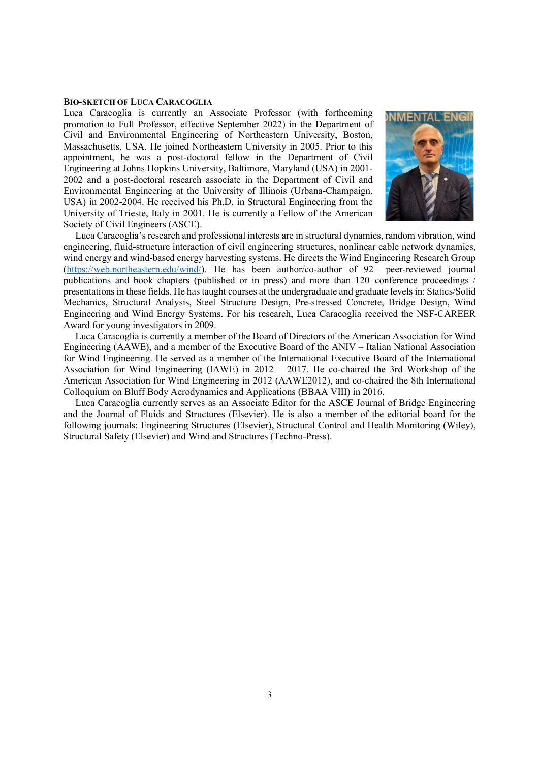**BIO-SKETCH OF LUCA CARACOGLIA**

Luca Caracoglia is currently an Associate Professor (with forthcoming promotion to Full Professor, effective September 2022) in the Department of Civil and Environmental Engineering of Northeastern University, Boston, Massachusetts, USA. He joined Northeastern University in 2005. Prior to this appointment, he was a post-doctoral fellow in the Department of Civil Engineering at Johns Hopkins University, Baltimore, Maryland (USA) in 2001-2002 and a post-doctoral research associate in the Department of Civil and Environmental Engineering at the University of Illinois (Urbana-Champaign, USA) in 2002-2004. He received his Ph.D. in Structural Engineering from the University of Trieste, Italy in 2001. He is currently a Fellow of the American Society of Civil Engineers (ASCE).

Luca Caracoglia's research and professional interests are in structural dynamics, random vibration, wind engineering, fluid-structure interaction of civil engineering structures, nonlinear cable network dynamics, wind energy and wind-based energy harvesting systems. He directs the Wind Engineering Research Group (https://web.northeastern.edu/wind/). He has been author/co-author of 92+ peer-reviewed journal publications and book chapters (published or in press) and more than 120+conference proceedings / presentations in these fields. He has taught courses at the undergraduate and graduate levels in: Statics/Solid Mechanics, Structural Analysis, Steel Structure Design, Pre-stressed Concrete, Bridge Design, Wind Engineering and Wind Energy Systems. For his research, Luca Caracoglia received the NSF-CAREER Award for young investigators in 2009.

Luca Caracoglia is currently a member of the Board of Directors of the American Association for Wind Engineering (AAWE), and a member of the Executive Board of the ANIV – Italian National Association for Wind Engineering. He served as a member of the International Executive Board of the International Association for Wind Engineering (IAWE) in 2012 – 2017. He co-chaired the 3rd Workshop of the American Association for Wind Engineering in 2012 (AAWE2012), and co-chaired the 8th International Colloquium on Bluff Body Aerodynamics and Applications (BBAA VIII) in 2016.

Luca Caracoglia currently serves as an Associate Editor for the ASCE Journal of Bridge Engineering and the Journal of Fluids and Structures (Elsevier). He is also a member of the editorial board for the following journals: Engineering Structures (Elsevier), Structural Control and Health Monitoring (Wiley), Structural Safety (Elsevier) and Wind and Structures (Techno-Press).